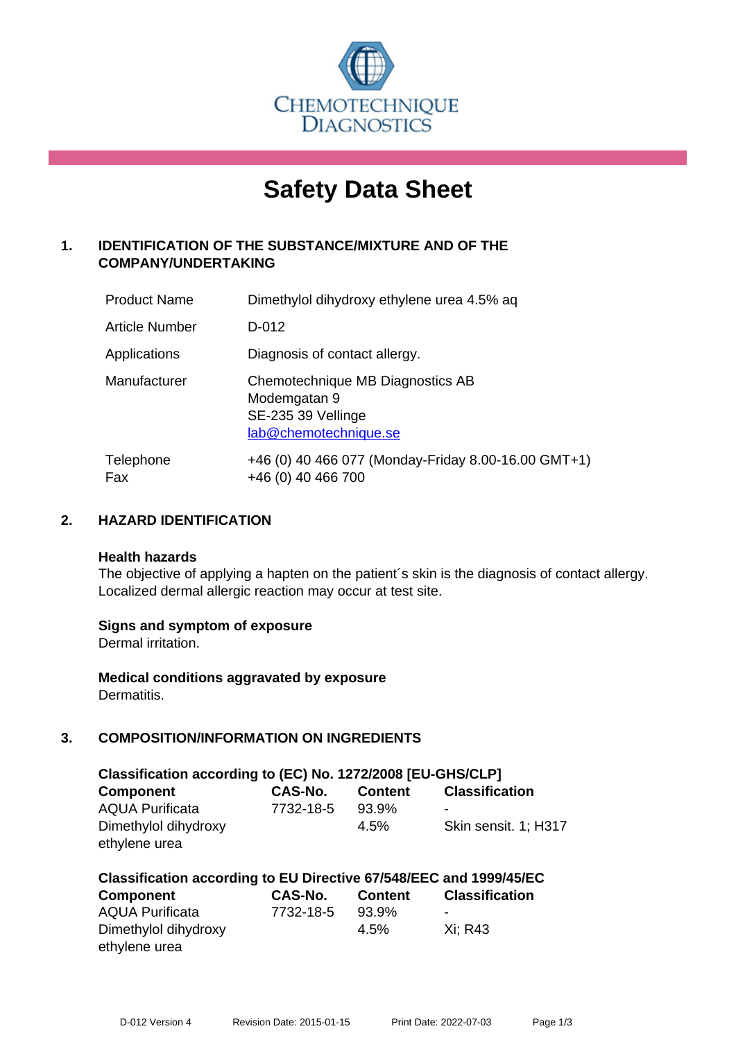CHEMOTECHNIQUE DIAGNOSTICS

# Safety Data Sheet

## 1. IDENTIFICATION OF THE SUBSTANCE/MIXTURE AND OF THE COMPANY/UNDERTAKING

| | |
|---|---|
| Product Name | Dimethylol dihydroxy ethylene urea 4.5% aq |
| Article Number | D-012 |
| Applications | Diagnosis of contact allergy. |
| Manufacturer | Chemotechnique MB Diagnostics AB<br>Modemgatan 9<br>SE-235 39 Vellinge<br>lab@chemotechnique.se |
| Telephone<br>Fax | +46 (0) 40 466 077 (Monday-Friday 8.00-16.00 GMT+1)<br>+46 (0) 40 466 700 |

## 2. HAZARD IDENTIFICATION

**Health hazards**
The objective of applying a hapten on the patient´s skin is the diagnosis of contact allergy. Localized dermal allergic reaction may occur at test site.

**Signs and symptom of exposure**
Dermal irritation.

**Medical conditions aggravated by exposure**
Dermatitis.

## 3. COMPOSITION/INFORMATION ON INGREDIENTS

**Classification according to (EC) No. 1272/2008 [EU-GHS/CLP]**

| Component | CAS-No. | Content | Classification |
|---|---|---|---|
| AQUA Purificata | 7732-18-5 | 93.9% | - |
| Dimethylol dihydroxy ethylene urea | | 4.5% | Skin sensit. 1; H317 |

**Classification according to EU Directive 67/548/EEC and 1999/45/EC**

| Component | CAS-No. | Content | Classification |
|---|---|---|---|
| AQUA Purificata | 7732-18-5 | 93.9% | - |
| Dimethylol dihydroxy ethylene urea | | 4.5% | Xi; R43 |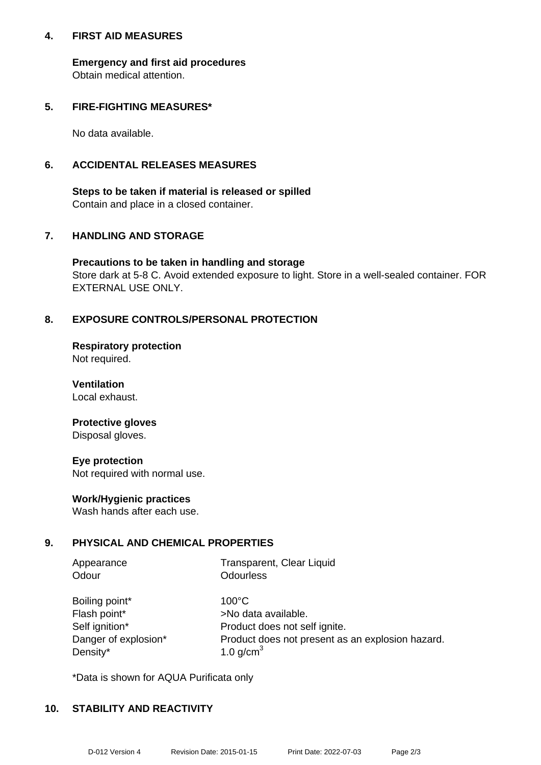## 4. FIRST AID MEASURES

**Emergency and first aid procedures**
Obtain medical attention.

## 5. FIRE-FIGHTING MEASURES*

No data available.

## 6. ACCIDENTAL RELEASES MEASURES

**Steps to be taken if material is released or spilled**
Contain and place in a closed container.

## 7. HANDLING AND STORAGE

**Precautions to be taken in handling and storage**
Store dark at 5-8 C. Avoid extended exposure to light. Store in a well-sealed container. FOR EXTERNAL USE ONLY.

## 8. EXPOSURE CONTROLS/PERSONAL PROTECTION

**Respiratory protection**
Not required.

**Ventilation**
Local exhaust.

**Protective gloves**
Disposal gloves.

**Eye protection**
Not required with normal use.

**Work/Hygienic practices**
Wash hands after each use.

## 9. PHYSICAL AND CHEMICAL PROPERTIES

| | |
|---|---|
| Appearance | Transparent, Clear Liquid |
| Odour | Odourless |
| Boiling point* | 100°C |
| Flash point* | >No data available. |
| Self ignition* | Product does not self ignite. |
| Danger of explosion* | Product does not present as an explosion hazard. |
| Density* | 1.0 g/cm$^3$ |

*Data is shown for AQUA Purificata only

## 10. STABILITY AND REACTIVITY

D-012 Version 4 Revision Date: 2015-01-15 Print Date: 2022-07-03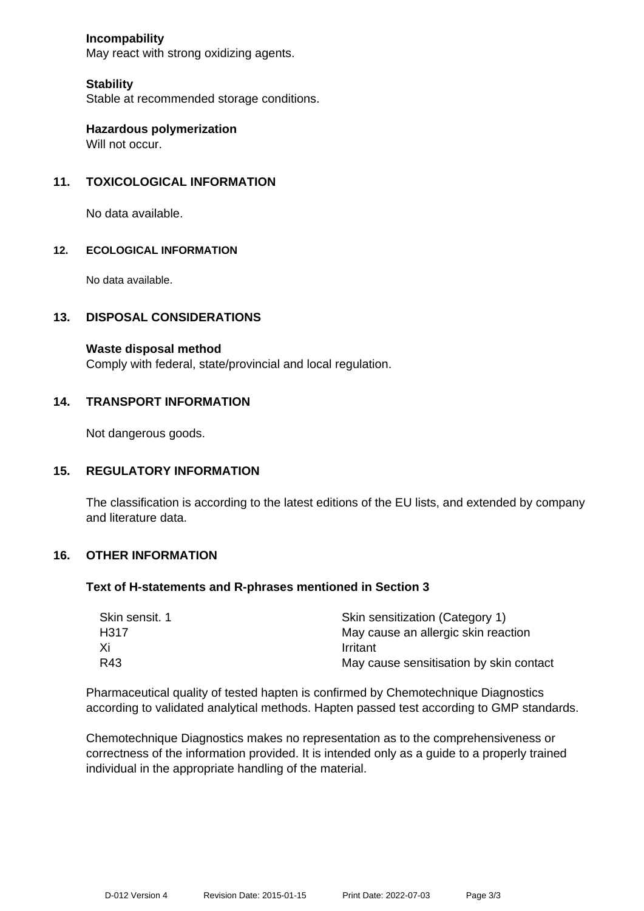**Incompability**
May react with strong oxidizing agents.

**Stability**
Stable at recommended storage conditions.

**Hazardous polymerization**
Will not occur.

## 11. TOXICOLOGICAL INFORMATION

No data available.

## 12. ECOLOGICAL INFORMATION

No data available.

## 13. DISPOSAL CONSIDERATIONS

**Waste disposal method**
Comply with federal, state/provincial and local regulation.

## 14. TRANSPORT INFORMATION

Not dangerous goods.

## 15. REGULATORY INFORMATION

The classification is according to the latest editions of the EU lists, and extended by company and literature data.

## 16. OTHER INFORMATION

**Text of H-statements and R-phrases mentioned in Section 3**

| | |
|---|---|
| Skin sensit. 1 | Skin sensitization (Category 1) |
| H317 | May cause an allergic skin reaction |
| Xi | Irritant |
| R43 | May cause sensitisation by skin contact |

Pharmaceutical quality of tested hapten is confirmed by Chemotechnique Diagnostics according to validated analytical methods. Hapten passed test according to GMP standards.

Chemotechnique Diagnostics makes no representation as to the comprehensiveness or correctness of the information provided. It is intended only as a guide to a properly trained individual in the appropriate handling of the material.

D-012 Version 4 Revision Date: 2015-01-15 Print Date: 2022-07-03